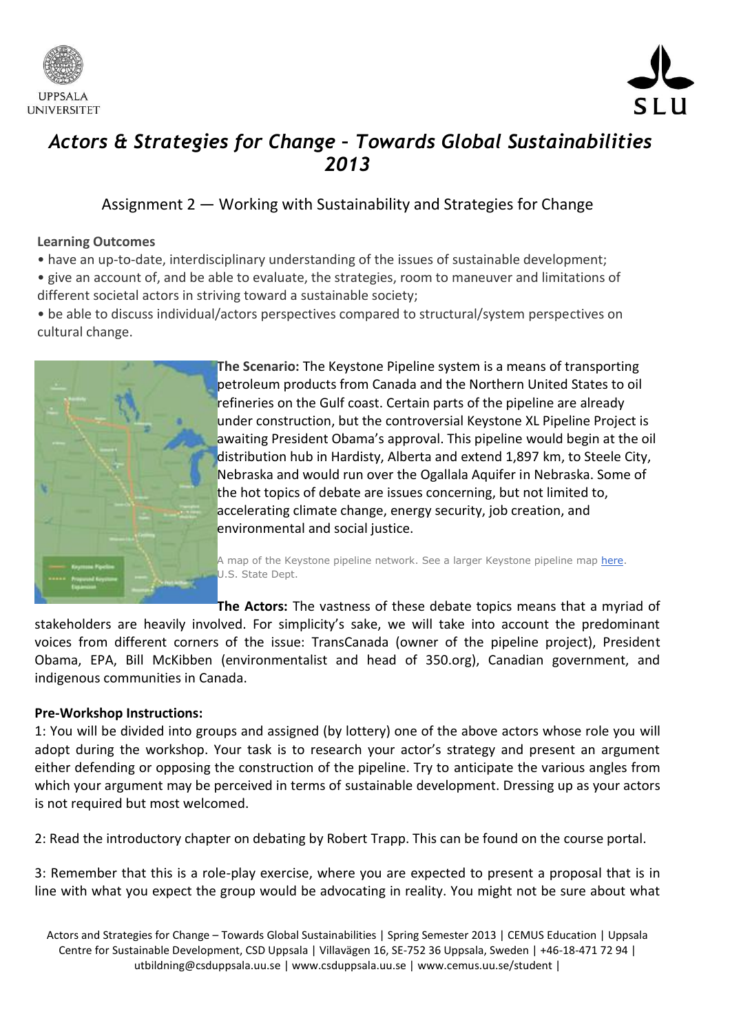# *Actors & Strategies for Change – Towards Global Sustainabilities 2013*

## Assignment 2 — Working with Sustainability and Strategies for Change

**Learning Outcomes**

- have an up-to-date, interdisciplinary understanding of the issues of sustainable development;
- give an account of, and be able to evaluate, the strategies, room to maneuver and limitations of different societal actors in striving toward a sustainable society;
- be able to discuss individual/actors perspectives compared to structural/system perspectives on cultural change.

**The Scenario:** The Keystone Pipeline system is a means of transporting petroleum products from Canada and the Northern United States to oil refineries on the Gulf coast. Certain parts of the pipeline are already under construction, but the controversial Keystone XL Pipeline Project is awaiting President Obama's approval. This pipeline would begin at the oil distribution hub in Hardisty, Alberta and extend 1,897 km, to Steele City, Nebraska and would run over the Ogallala Aquifer in Nebraska. Some of the hot topics of debate are issues concerning, but not limited to, accelerating climate change, energy security, job creation, and environmental and social justice.

A map of the Keystone pipeline network. See a larger Keystone pipeline map here.
U.S. State Dept.

**The Actors:** The vastness of these debate topics means that a myriad of stakeholders are heavily involved. For simplicity's sake, we will take into account the predominant voices from different corners of the issue: TransCanada (owner of the pipeline project), President Obama, EPA, Bill McKibben (environmentalist and head of 350.org), Canadian government, and indigenous communities in Canada.

**Pre-Workshop Instructions:**

1: You will be divided into groups and assigned (by lottery) one of the above actors whose role you will adopt during the workshop. Your task is to research your actor's strategy and present an argument either defending or opposing the construction of the pipeline. Try to anticipate the various angles from which your argument may be perceived in terms of sustainable development. Dressing up as your actors is not required but most welcomed.

2: Read the introductory chapter on debating by Robert Trapp. This can be found on the course portal.

3: Remember that this is a role-play exercise, where you are expected to present a proposal that is in line with what you expect the group would be advocating in reality. You might not be sure about what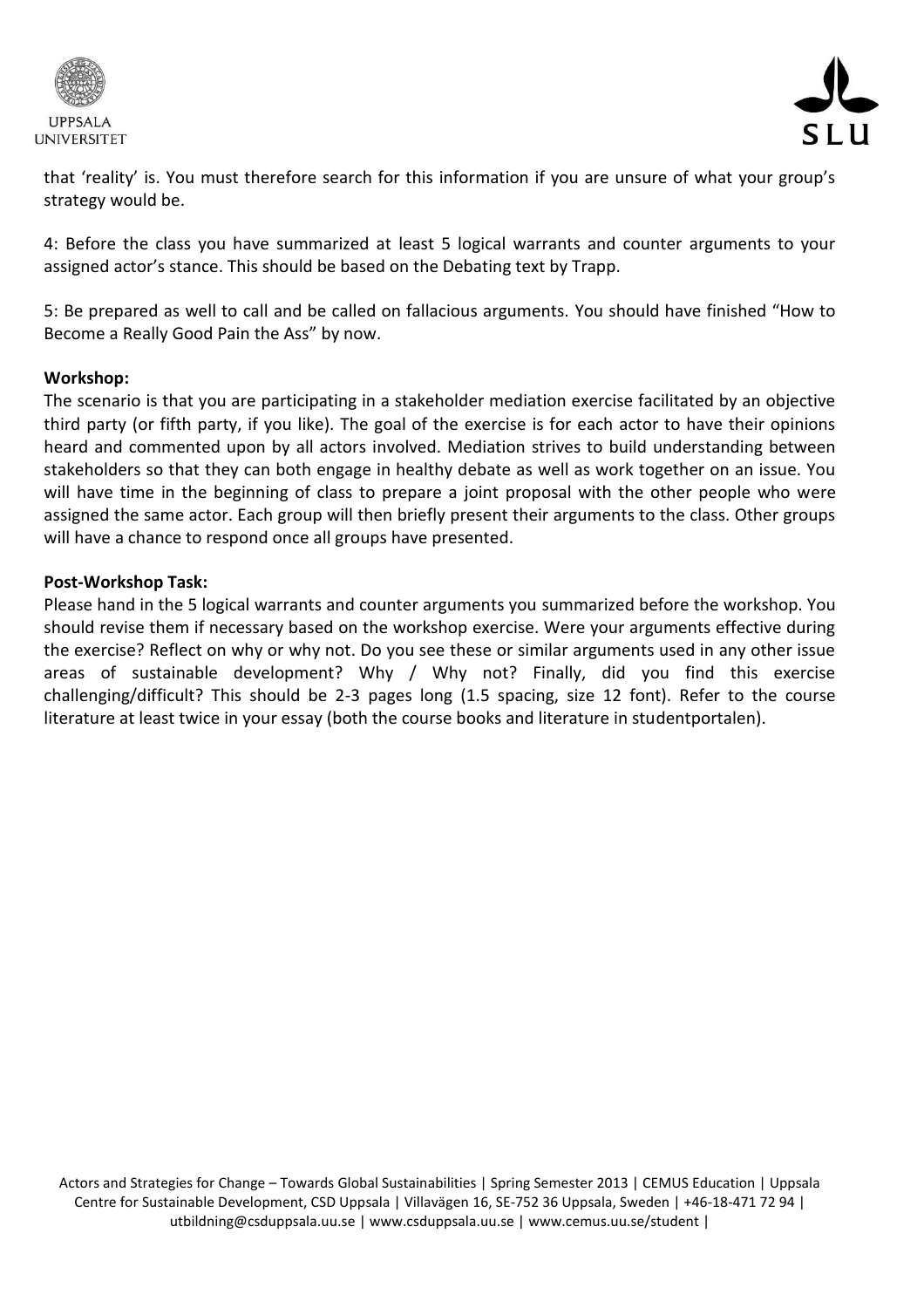that 'reality' is. You must therefore search for this information if you are unsure of what your group's strategy would be.

4: Before the class you have summarized at least 5 logical warrants and counter arguments to your assigned actor's stance. This should be based on the Debating text by Trapp.

5: Be prepared as well to call and be called on fallacious arguments. You should have finished "How to Become a Really Good Pain the Ass" by now.

**Workshop:**

The scenario is that you are participating in a stakeholder mediation exercise facilitated by an objective third party (or fifth party, if you like). The goal of the exercise is for each actor to have their opinions heard and commented upon by all actors involved. Mediation strives to build understanding between stakeholders so that they can both engage in healthy debate as well as work together on an issue. You will have time in the beginning of class to prepare a joint proposal with the other people who were assigned the same actor. Each group will then briefly present their arguments to the class. Other groups will have a chance to respond once all groups have presented.

**Post-Workshop Task:**

Please hand in the 5 logical warrants and counter arguments you summarized before the workshop. You should revise them if necessary based on the workshop exercise. Were your arguments effective during the exercise? Reflect on why or why not. Do you see these or similar arguments used in any other issue areas of sustainable development? Why / Why not? Finally, did you find this exercise challenging/difficult? This should be 2-3 pages long (1.5 spacing, size 12 font). Refer to the course literature at least twice in your essay (both the course books and literature in studentportalen).